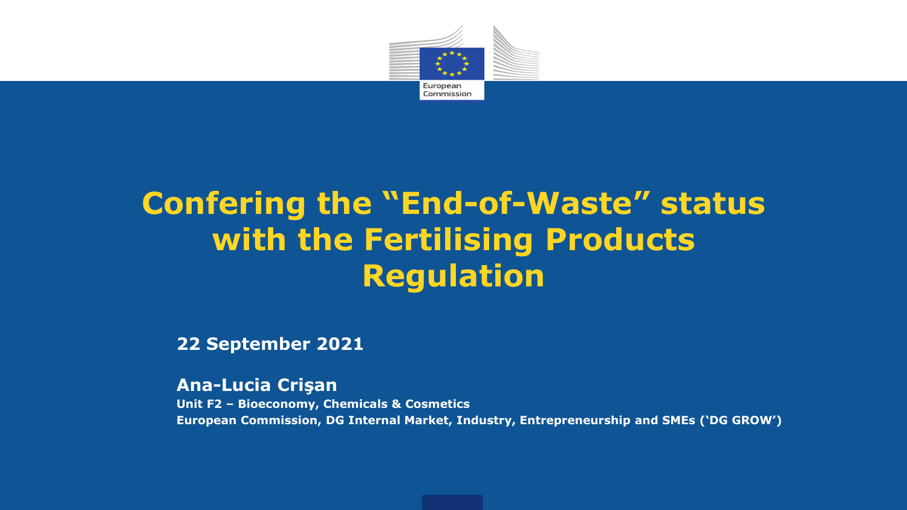European Commission

# Confering the "End-of-Waste" status with the Fertilising Products Regulation

**22 September 2021**

**Ana-Lucia Crişan**

**Unit F2 – Bioeconomy, Chemicals & Cosmetics**

**European Commission, DG Internal Market, Industry, Entrepreneurship and SMEs ('DG GROW')**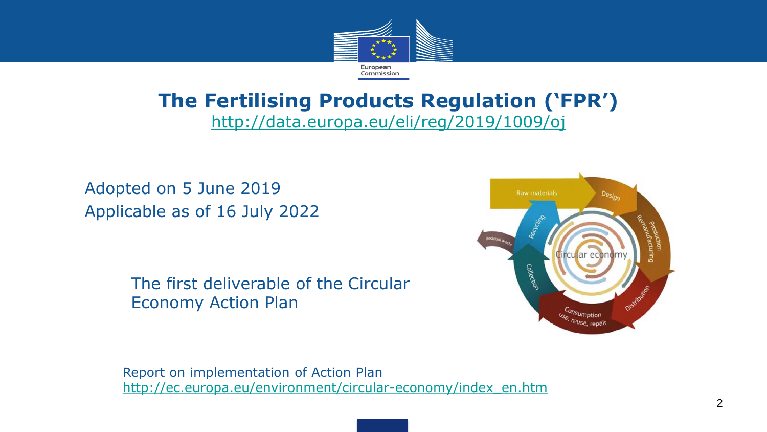# The Fertilising Products Regulation ('FPR')

http://data.europa.eu/eli/reg/2019/1009/oj

Adopted on 5 June 2019

Applicable as of 16 July 2022

The first deliverable of the Circular Economy Action Plan

Report on implementation of Action Plan

http://ec.europa.eu/environment/circular-economy/index_en.htm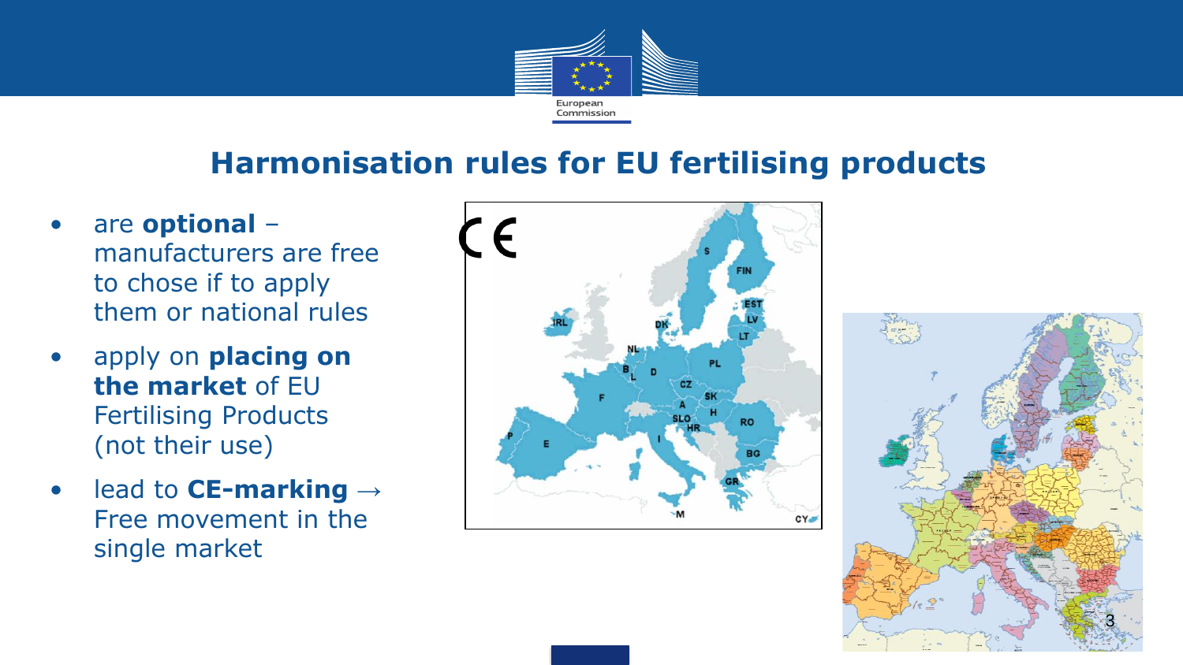# Harmonisation rules for EU fertilising products

- are **optional** – manufacturers are free to chose if to apply them or national rules
- apply on **placing on the market** of EU Fertilising Products (not their use)
- lead to **CE-marking** → Free movement in the single market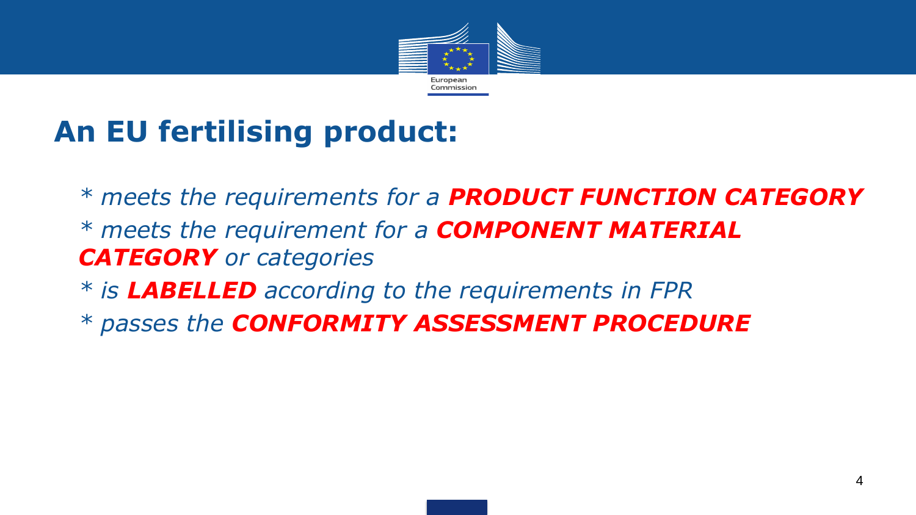# An EU fertilising product:

*\* meets the requirements for a **PRODUCT FUNCTION CATEGORY***

*\* meets the requirement for a **COMPONENT MATERIAL CATEGORY** or categories*

*\* is **LABELLED** according to the requirements in FPR*

*\* passes the **CONFORMITY ASSESSMENT PROCEDURE***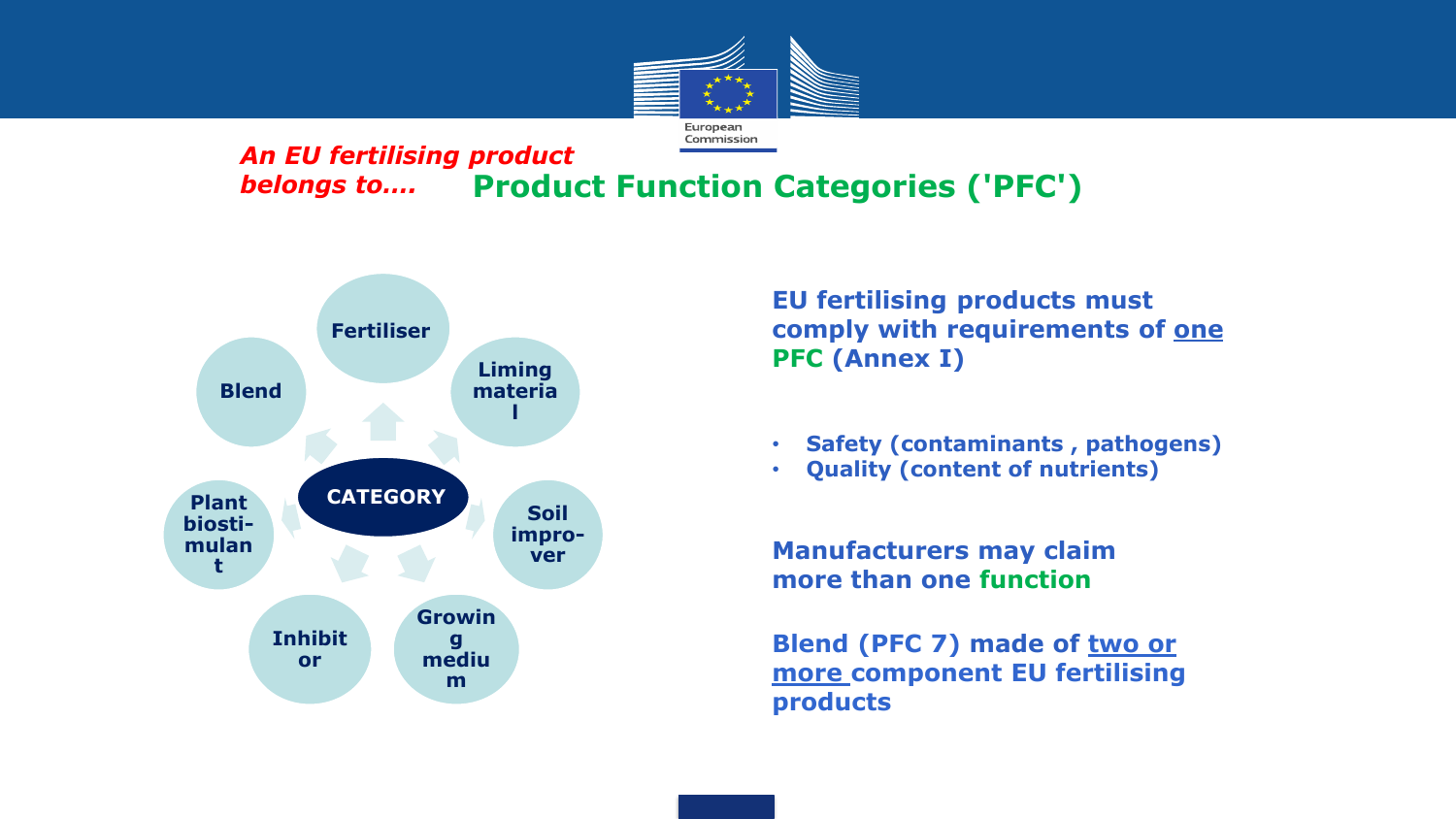*An EU fertilising product belongs to….* **Product Function Categories ('PFC')**

CATEGORY

- Fertiliser
- Liming material
- Soil improver
- Growing medium
- Inhibitor
- Plant biostimulant
- Blend

**EU fertilising products must comply with requirements of one PFC (Annex I)**

- **Safety (contaminants , pathogens)**
- **Quality (content of nutrients)**

**Manufacturers may claim more than one function**

**Blend (PFC 7) made of two or more component EU fertilising products**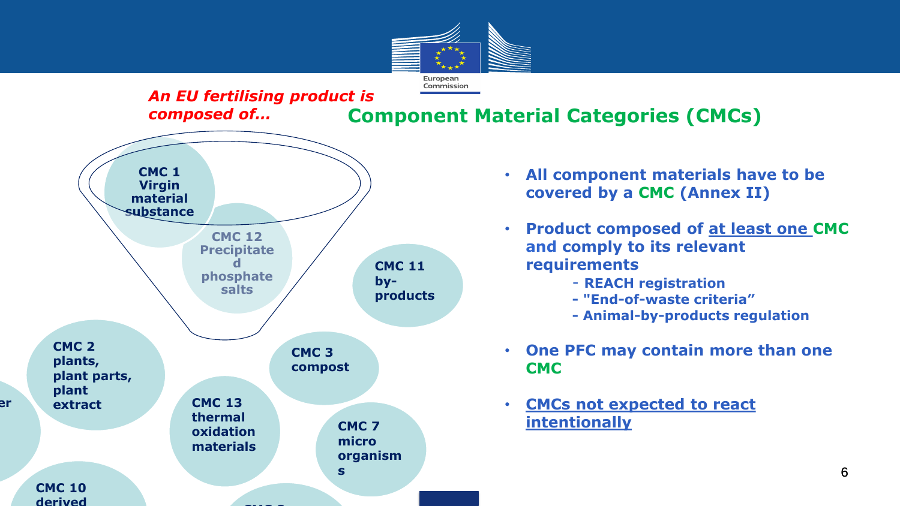*An EU fertilising product is composed of…*

## Component Material Categories (CMCs)

CMC 1 Virgin material substance

CMC 12 Precipitated phosphate salts

CMC 11 by-products

CMC 2 plants, plant parts, plant extract

CMC 3 compost

CMC 13 thermal oxidation materials

CMC 7 micro organisms

CMC 10 derived

- All component materials have to be covered by a CMC (Annex II)
- Product composed of <u>at least one</u> CMC and comply to its relevant requirements
  - REACH registration
  - "End-of-waste criteria"
  - Animal-by-products regulation
- One PFC may contain more than one CMC
- <u>CMCs not expected to react intentionally</u>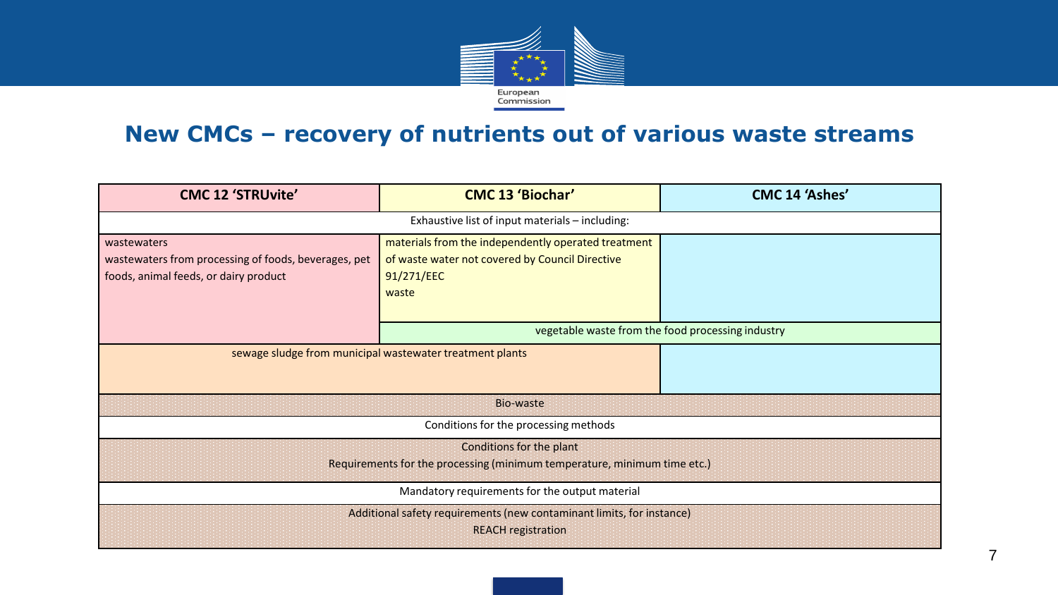## New CMCs – recovery of nutrients out of various waste streams

| CMC 12 'STRUvite' | CMC 13 'Biochar' | CMC 14 'Ashes' |
|---|---|---|
| Exhaustive list of input materials – including: | | |
| wastewaters<br>wastewaters from processing of foods, beverages, pet foods, animal feeds, or dairy product | materials from the independently operated treatment of waste water not covered by Council Directive 91/271/EEC<br>waste | |
| | vegetable waste from the food processing industry | |
| sewage sludge from municipal wastewater treatment plants | | |
| Bio-waste | | |
| Conditions for the processing methods | | |
| Conditions for the plant<br>Requirements for the processing (minimum temperature, minimum time etc.) | | |
| Mandatory requirements for the output material | | |
| Additional safety requirements (new contaminant limits, for instance)<br>REACH registration | | |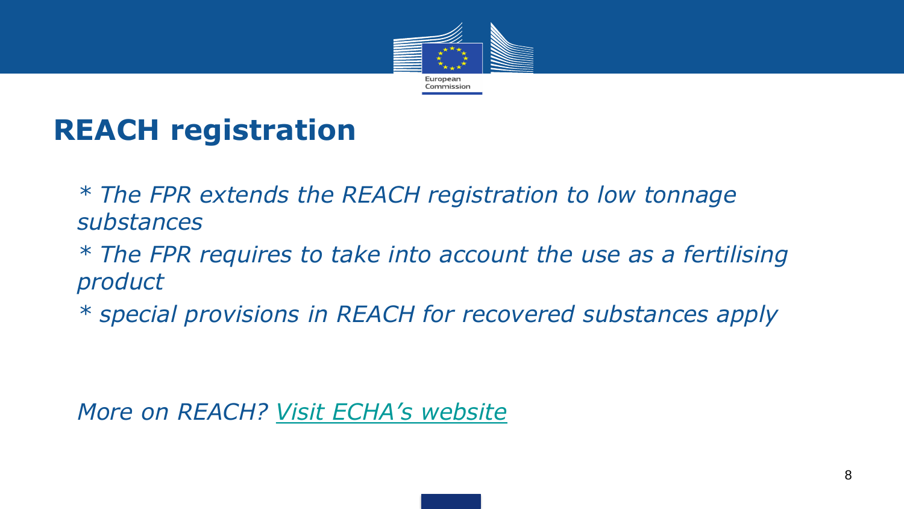# REACH registration

*\* The FPR extends the REACH registration to low tonnage substances*

*\* The FPR requires to take into account the use as a fertilising product*

*\* special provisions in REACH for recovered substances apply*

*More on REACH? Visit ECHA's website*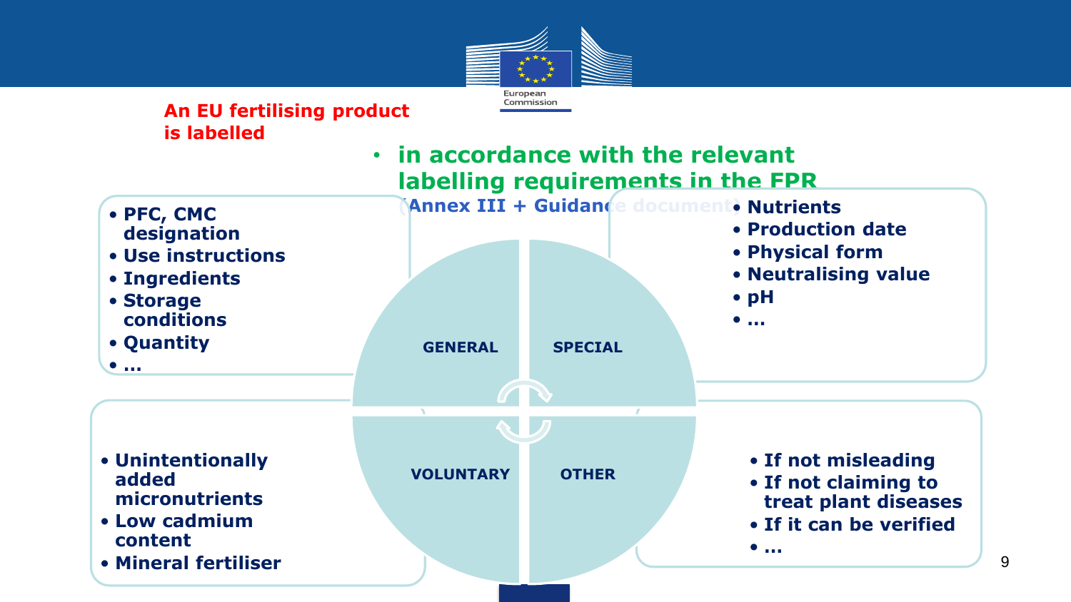**An EU fertilising product is labelled**

- **in accordance with the relevant labelling requirements in the FPR**

(Annex III + Guidance document)

**GENERAL**

- PFC, CMC designation
- Use instructions
- Ingredients
- Storage conditions
- Quantity
- …

**SPECIAL**

- Nutrients
- Production date
- Physical form
- Neutralising value
- pH
- …

**VOLUNTARY**

- Unintentionally added micronutrients
- Low cadmium content
- Mineral fertiliser

**OTHER**

- If not misleading
- If not claiming to treat plant diseases
- If it can be verified
- …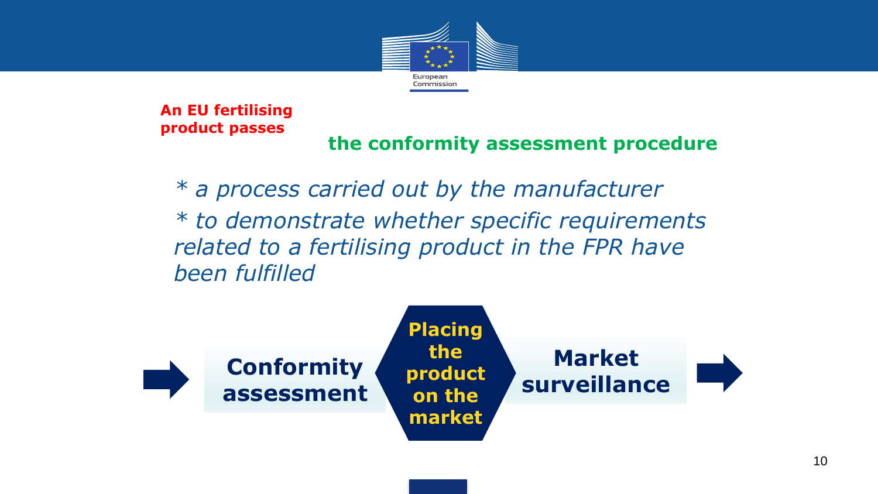**An EU fertilising product passes**

## the conformity assessment procedure

*\* a process carried out by the manufacturer*

*\* to demonstrate whether specific requirements related to a fertilising product in the FPR have been fulfilled*

**Conformity assessment** → **Placing the product on the market** → **Market surveillance**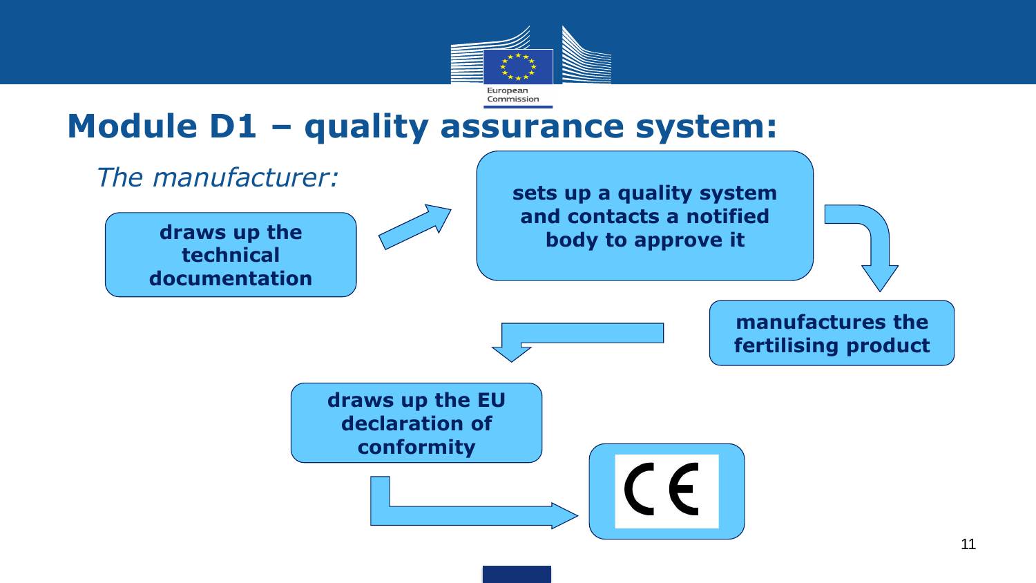# Module D1 – quality assurance system:

*The manufacturer:*

**draws up the technical documentation**

**sets up a quality system and contacts a notified body to approve it**

**manufactures the fertilising product**

**draws up the EU declaration of conformity**

CE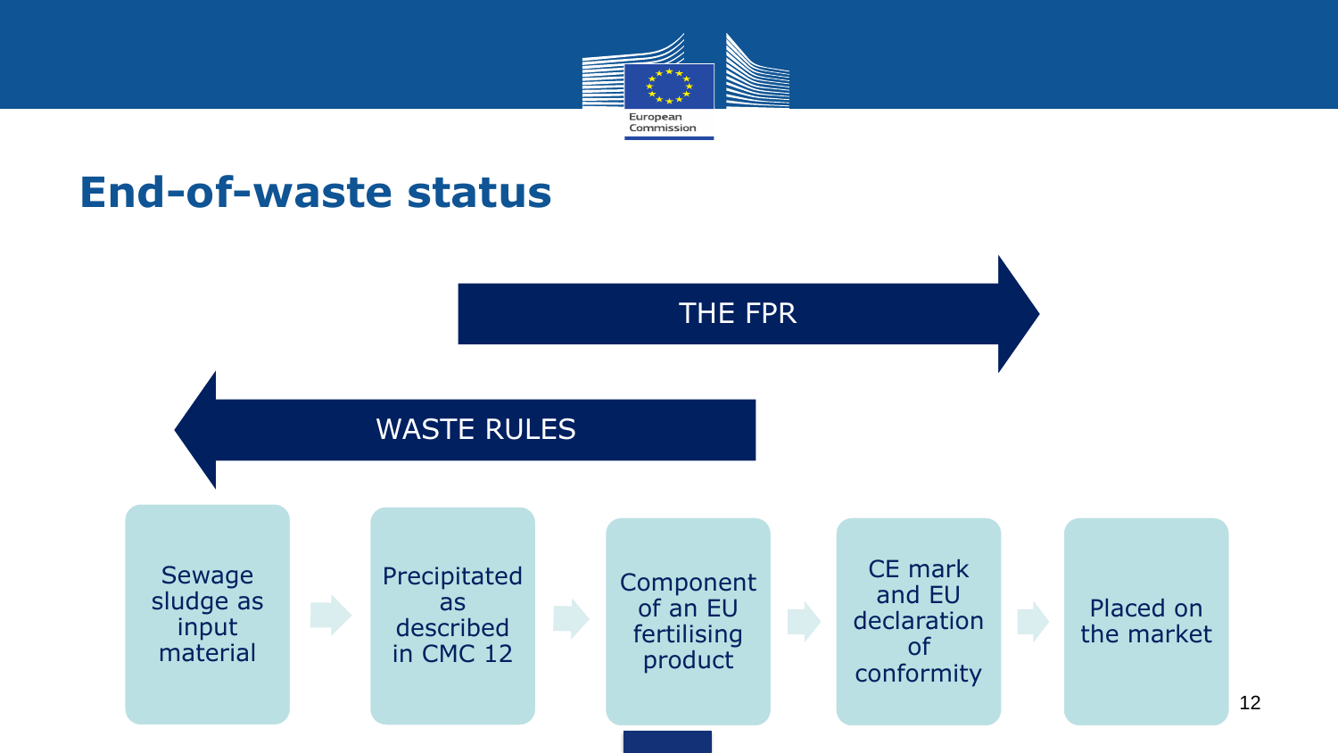# End-of-waste status

THE FPR

WASTE RULES

Sewage sludge as input material

Precipitated as described in CMC 12

Component of an EU fertilising product

CE mark and EU declaration of conformity

Placed on the market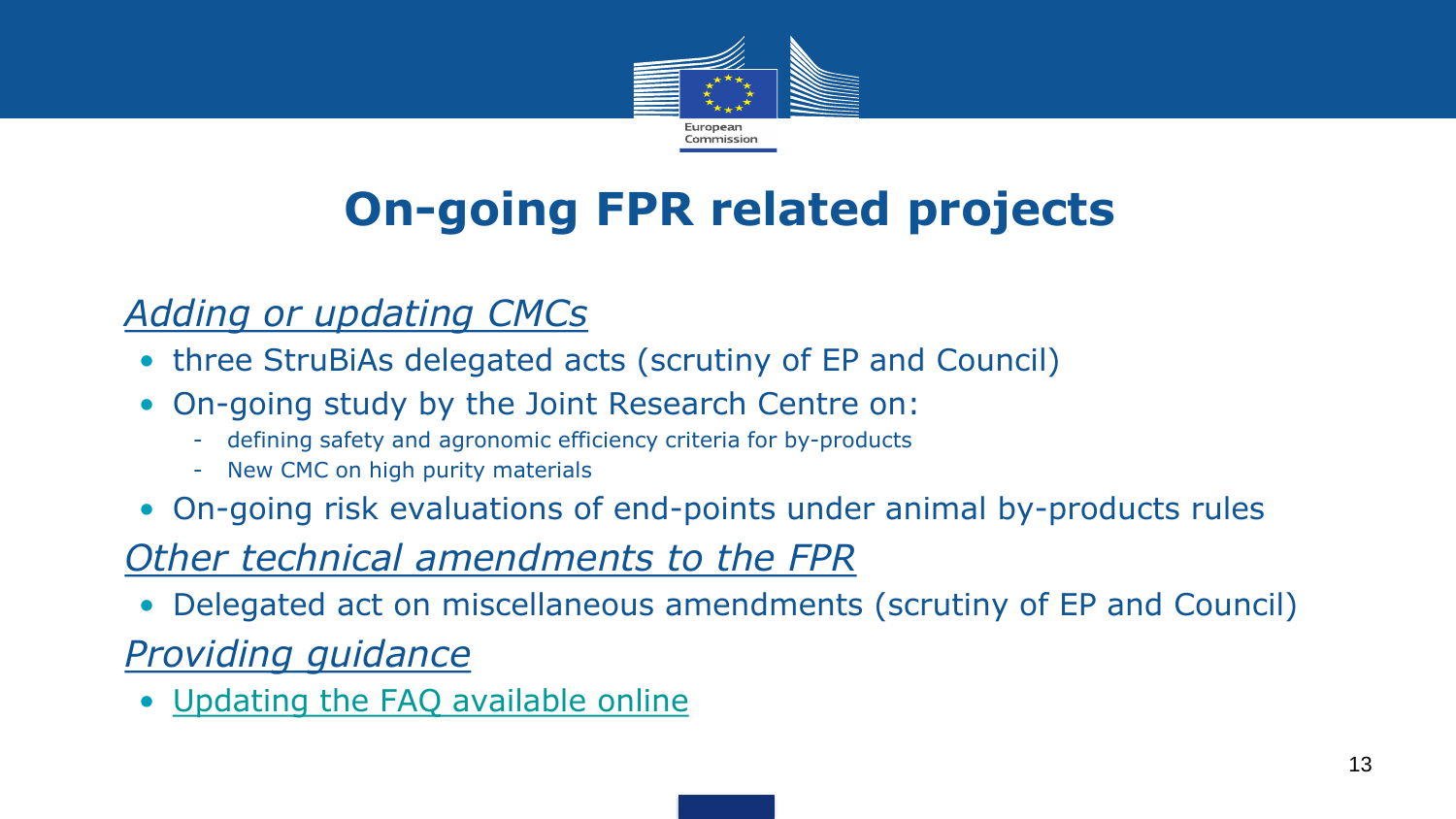# On-going FPR related projects

*Adding or updating CMCs*

- three StruBiAs delegated acts (scrutiny of EP and Council)
- On-going study by the Joint Research Centre on:
  - defining safety and agronomic efficiency criteria for by-products
  - New CMC on high purity materials
- On-going risk evaluations of end-points under animal by-products rules

*Other technical amendments to the FPR*

- Delegated act on miscellaneous amendments (scrutiny of EP and Council)

*Providing guidance*

- Updating the FAQ available online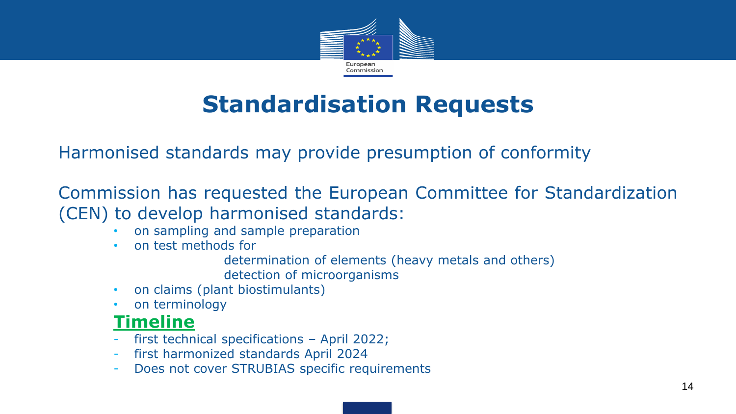# Standardisation Requests

Harmonised standards may provide presumption of conformity

Commission has requested the European Committee for Standardization (CEN) to develop harmonised standards:

- on sampling and sample preparation
- on test methods for
  - determination of elements (heavy metals and others)
  - detection of microorganisms
- on claims (plant biostimulants)
- on terminology

**Timeline**

- first technical specifications – April 2022;
- first harmonized standards April 2024
- Does not cover STRUBIAS specific requirements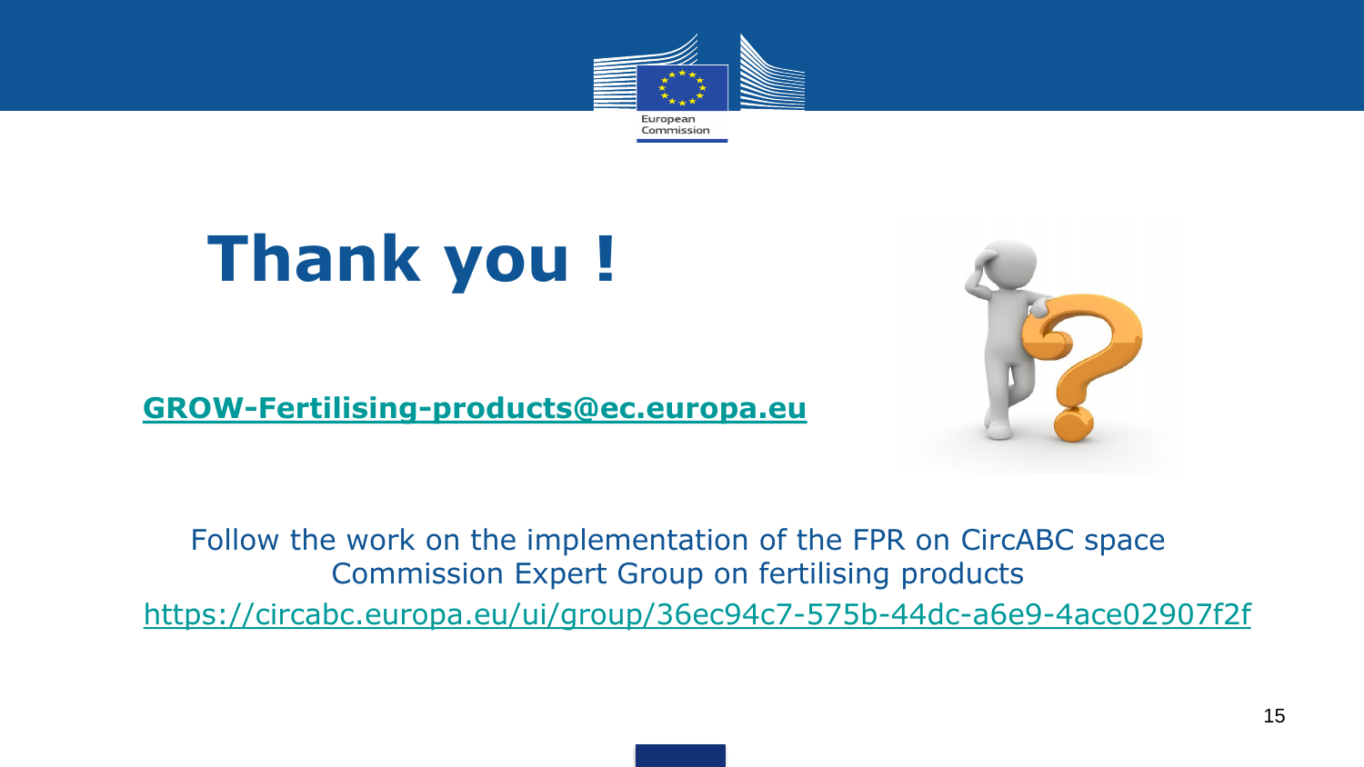# Thank you !

**GROW-Fertilising-products@ec.europa.eu**

Follow the work on the implementation of the FPR on CircABC space
Commission Expert Group on fertilising products

https://circabc.europa.eu/ui/group/36ec94c7-575b-44dc-a6e9-4ace02907f2f